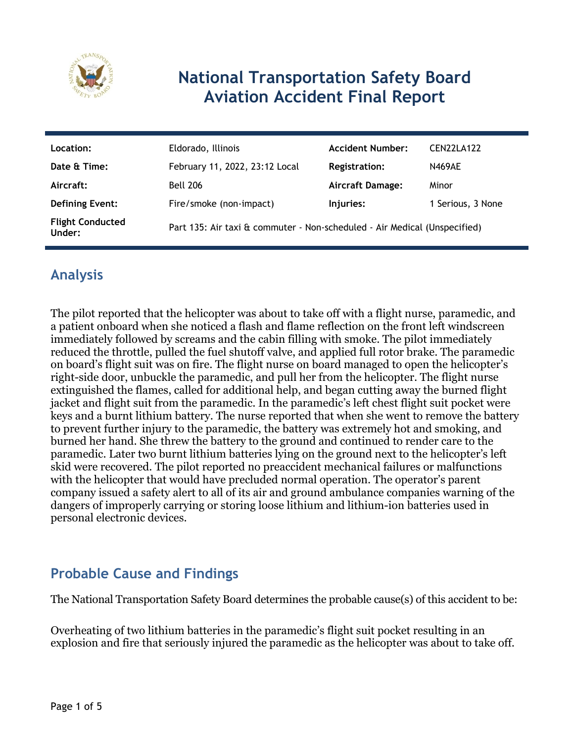# National Transportation Safety Board Aviation Accident Final Report

| | | | |
|---|---|---|---|
| **Location:** | Eldorado, Illinois | **Accident Number:** | CEN22LA122 |
| **Date & Time:** | February 11, 2022, 23:12 Local | **Registration:** | N469AE |
| **Aircraft:** | Bell 206 | **Aircraft Damage:** | Minor |
| **Defining Event:** | Fire/smoke (non-impact) | **Injuries:** | 1 Serious, 3 None |
| **Flight Conducted Under:** | Part 135: Air taxi & commuter - Non-scheduled - Air Medical (Unspecified) | | |

## Analysis

The pilot reported that the helicopter was about to take off with a flight nurse, paramedic, and a patient onboard when she noticed a flash and flame reflection on the front left windscreen immediately followed by screams and the cabin filling with smoke. The pilot immediately reduced the throttle, pulled the fuel shutoff valve, and applied full rotor brake. The paramedic on board's flight suit was on fire. The flight nurse on board managed to open the helicopter's right-side door, unbuckle the paramedic, and pull her from the helicopter. The flight nurse extinguished the flames, called for additional help, and began cutting away the burned flight jacket and flight suit from the paramedic. In the paramedic's left chest flight suit pocket were keys and a burnt lithium battery. The nurse reported that when she went to remove the battery to prevent further injury to the paramedic, the battery was extremely hot and smoking, and burned her hand. She threw the battery to the ground and continued to render care to the paramedic. Later two burnt lithium batteries lying on the ground next to the helicopter's left skid were recovered. The pilot reported no preaccident mechanical failures or malfunctions with the helicopter that would have precluded normal operation. The operator's parent company issued a safety alert to all of its air and ground ambulance companies warning of the dangers of improperly carrying or storing loose lithium and lithium-ion batteries used in personal electronic devices.

## Probable Cause and Findings

The National Transportation Safety Board determines the probable cause(s) of this accident to be:

Overheating of two lithium batteries in the paramedic's flight suit pocket resulting in an explosion and fire that seriously injured the paramedic as the helicopter was about to take off.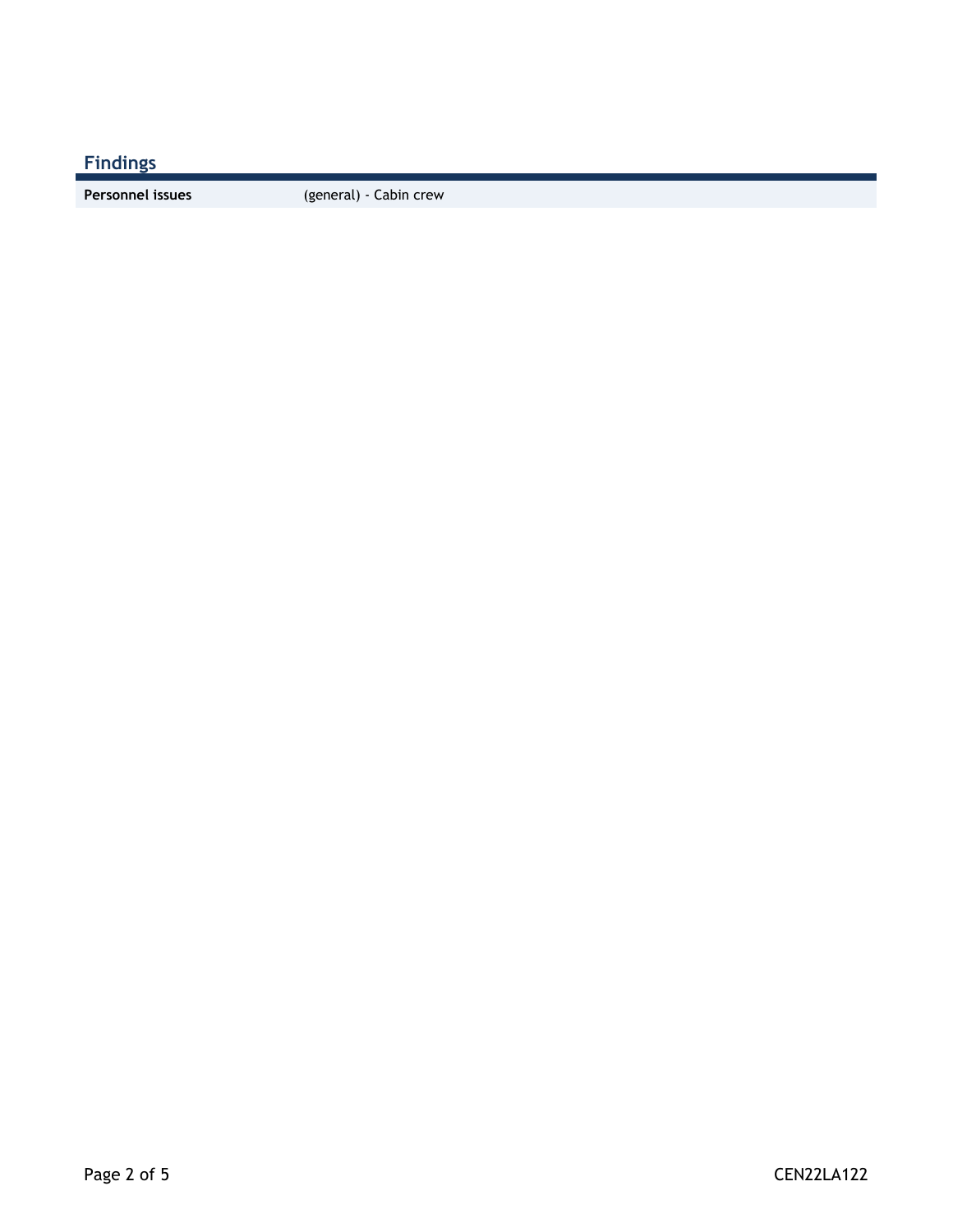## Findings

| Personnel issues | (general) - Cabin crew |
| --- | --- |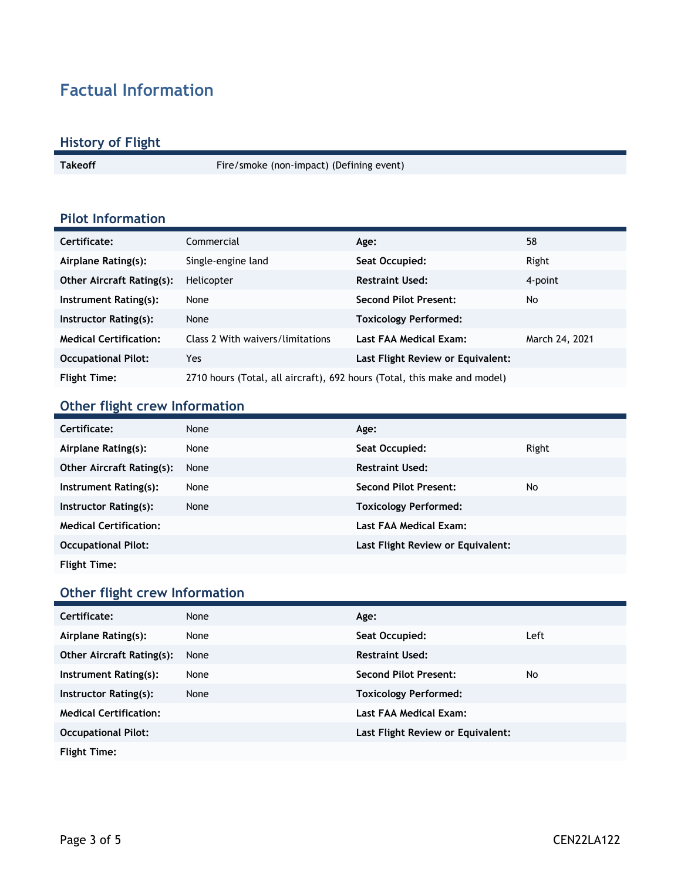# Factual Information

## History of Flight

| | |
|---|---|
| **Takeoff** | Fire/smoke (non-impact) (Defining event) |

## Pilot Information

| | | | |
|---|---|---|---|
| **Certificate:** | Commercial | **Age:** | 58 |
| **Airplane Rating(s):** | Single-engine land | **Seat Occupied:** | Right |
| **Other Aircraft Rating(s):** | Helicopter | **Restraint Used:** | 4-point |
| **Instrument Rating(s):** | None | **Second Pilot Present:** | No |
| **Instructor Rating(s):** | None | **Toxicology Performed:** | |
| **Medical Certification:** | Class 2 With waivers/limitations | **Last FAA Medical Exam:** | March 24, 2021 |
| **Occupational Pilot:** | Yes | **Last Flight Review or Equivalent:** | |
| **Flight Time:** | 2710 hours (Total, all aircraft), 692 hours (Total, this make and model) | | |

## Other flight crew Information

| | | | |
|---|---|---|---|
| **Certificate:** | None | **Age:** | |
| **Airplane Rating(s):** | None | **Seat Occupied:** | Right |
| **Other Aircraft Rating(s):** | None | **Restraint Used:** | |
| **Instrument Rating(s):** | None | **Second Pilot Present:** | No |
| **Instructor Rating(s):** | None | **Toxicology Performed:** | |
| **Medical Certification:** | | **Last FAA Medical Exam:** | |
| **Occupational Pilot:** | | **Last Flight Review or Equivalent:** | |
| **Flight Time:** | | | |

## Other flight crew Information

| | | | |
|---|---|---|---|
| **Certificate:** | None | **Age:** | |
| **Airplane Rating(s):** | None | **Seat Occupied:** | Left |
| **Other Aircraft Rating(s):** | None | **Restraint Used:** | |
| **Instrument Rating(s):** | None | **Second Pilot Present:** | No |
| **Instructor Rating(s):** | None | **Toxicology Performed:** | |
| **Medical Certification:** | | **Last FAA Medical Exam:** | |
| **Occupational Pilot:** | | **Last Flight Review or Equivalent:** | |
| **Flight Time:** | | | |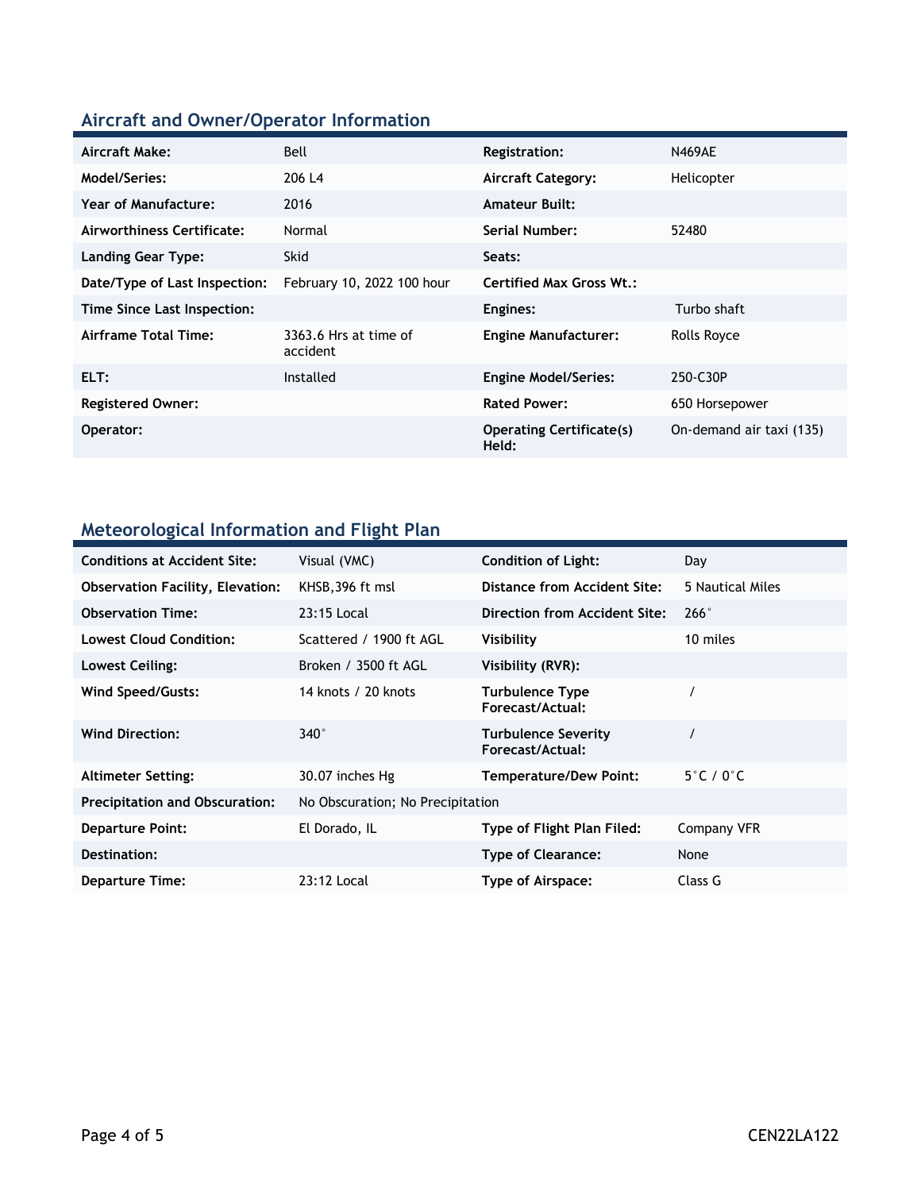## Aircraft and Owner/Operator Information

| Aircraft Make: | Bell | Registration: | N469AE |
|---|---|---|---|
| Model/Series: | 206 L4 | Aircraft Category: | Helicopter |
| Year of Manufacture: | 2016 | Amateur Built: | |
| Airworthiness Certificate: | Normal | Serial Number: | 52480 |
| Landing Gear Type: | Skid | Seats: | |
| Date/Type of Last Inspection: | February 10, 2022 100 hour | Certified Max Gross Wt.: | |
| Time Since Last Inspection: | | Engines: | Turbo shaft |
| Airframe Total Time: | 3363.6 Hrs at time of accident | Engine Manufacturer: | Rolls Royce |
| ELT: | Installed | Engine Model/Series: | 250-C30P |
| Registered Owner: | | Rated Power: | 650 Horsepower |
| Operator: | | Operating Certificate(s) Held: | On-demand air taxi (135) |

## Meteorological Information and Flight Plan

| Conditions at Accident Site: | Visual (VMC) | Condition of Light: | Day |
|---|---|---|---|
| Observation Facility, Elevation: | KHSB,396 ft msl | Distance from Accident Site: | 5 Nautical Miles |
| Observation Time: | 23:15 Local | Direction from Accident Site: | 266° |
| Lowest Cloud Condition: | Scattered / 1900 ft AGL | Visibility | 10 miles |
| Lowest Ceiling: | Broken / 3500 ft AGL | Visibility (RVR): | |
| Wind Speed/Gusts: | 14 knots / 20 knots | Turbulence Type Forecast/Actual: | / |
| Wind Direction: | 340° | Turbulence Severity Forecast/Actual: | / |
| Altimeter Setting: | 30.07 inches Hg | Temperature/Dew Point: | 5°C / 0°C |
| Precipitation and Obscuration: | No Obscuration; No Precipitation | | |
| Departure Point: | El Dorado, IL | Type of Flight Plan Filed: | Company VFR |
| Destination: | | Type of Clearance: | None |
| Departure Time: | 23:12 Local | Type of Airspace: | Class G |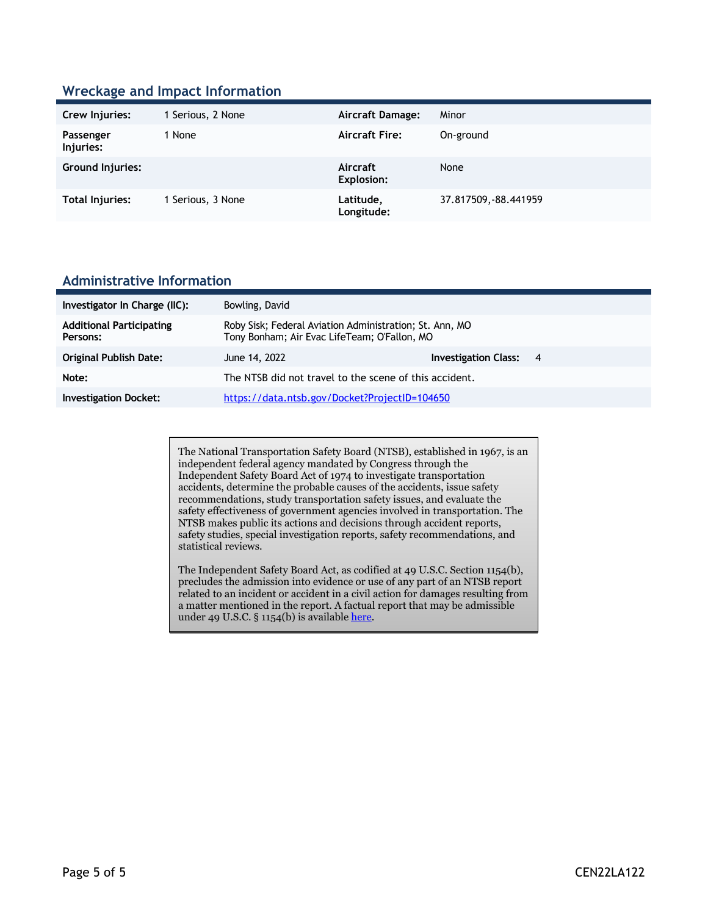## Wreckage and Impact Information

| | | | |
|---|---|---|---|
| **Crew Injuries:** | 1 Serious, 2 None | **Aircraft Damage:** | Minor |
| **Passenger Injuries:** | 1 None | **Aircraft Fire:** | On-ground |
| **Ground Injuries:** | | **Aircraft Explosion:** | None |
| **Total Injuries:** | 1 Serious, 3 None | **Latitude, Longitude:** | 37.817509,-88.441959 |

## Administrative Information

| | | | |
|---|---|---|---|
| **Investigator In Charge (IIC):** | Bowling, David | | |
| **Additional Participating Persons:** | Roby Sisk; Federal Aviation Administration; St. Ann, MO<br>Tony Bonham; Air Evac LifeTeam; O'Fallon, MO | | |
| **Original Publish Date:** | June 14, 2022 | **Investigation Class:** | 4 |
| **Note:** | The NTSB did not travel to the scene of this accident. | | |
| **Investigation Docket:** | https://data.ntsb.gov/Docket?ProjectID=104650 | | |

The National Transportation Safety Board (NTSB), established in 1967, is an independent federal agency mandated by Congress through the Independent Safety Board Act of 1974 to investigate transportation accidents, determine the probable causes of the accidents, issue safety recommendations, study transportation safety issues, and evaluate the safety effectiveness of government agencies involved in transportation. The NTSB makes public its actions and decisions through accident reports, safety studies, special investigation reports, safety recommendations, and statistical reviews.

The Independent Safety Board Act, as codified at 49 U.S.C. Section 1154(b), precludes the admission into evidence or use of any part of an NTSB report related to an incident or accident in a civil action for damages resulting from a matter mentioned in the report. A factual report that may be admissible under 49 U.S.C. § 1154(b) is available here.